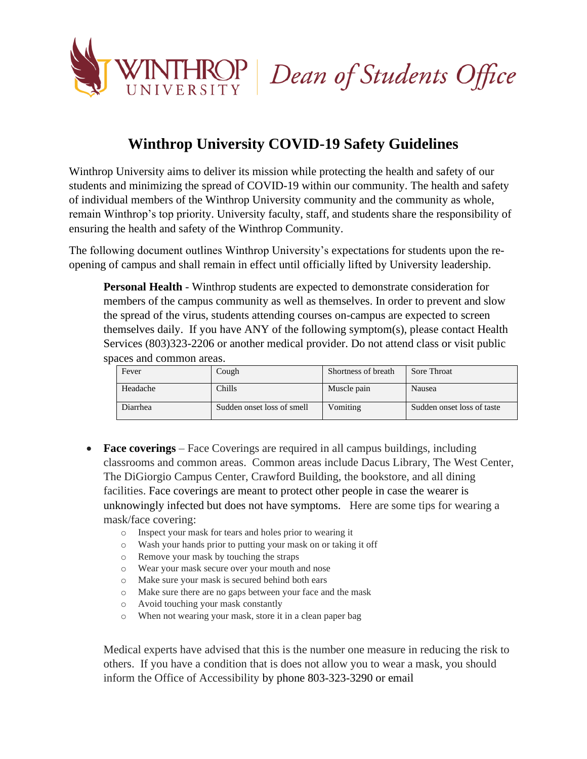Winthrop University | *Dean of Students Office*

# Winthrop University COVID-19 Safety Guidelines

Winthrop University aims to deliver its mission while protecting the health and safety of our students and minimizing the spread of COVID-19 within our community. The health and safety of individual members of the Winthrop University community and the community as whole, remain Winthrop's top priority. University faculty, staff, and students share the responsibility of ensuring the health and safety of the Winthrop Community.

The following document outlines Winthrop University's expectations for students upon the re-opening of campus and shall remain in effect until officially lifted by University leadership.

**Personal Health** - Winthrop students are expected to demonstrate consideration for members of the campus community as well as themselves. In order to prevent and slow the spread of the virus, students attending courses on-campus are expected to screen themselves daily. If you have ANY of the following symptom(s), please contact Health Services (803)323-2206 or another medical provider. Do not attend class or visit public spaces and common areas.

| Fever | Cough | Shortness of breath | Sore Throat |
|---|---|---|---|
| Headache | Chills | Muscle pain | Nausea |
| Diarrhea | Sudden onset loss of smell | Vomiting | Sudden onset loss of taste |

- **Face coverings** – Face Coverings are required in all campus buildings, including classrooms and common areas. Common areas include Dacus Library, The West Center, The DiGiorgio Campus Center, Crawford Building, the bookstore, and all dining facilities. Face coverings are meant to protect other people in case the wearer is unknowingly infected but does not have symptoms. Here are some tips for wearing a mask/face covering:
  - Inspect your mask for tears and holes prior to wearing it
  - Wash your hands prior to putting your mask on or taking it off
  - Remove your mask by touching the straps
  - Wear your mask secure over your mouth and nose
  - Make sure your mask is secured behind both ears
  - Make sure there are no gaps between your face and the mask
  - Avoid touching your mask constantly
  - When not wearing your mask, store it in a clean paper bag

Medical experts have advised that this is the number one measure in reducing the risk to others. If you have a condition that is does not allow you to wear a mask, you should inform the Office of Accessibility by phone 803-323-3290 or email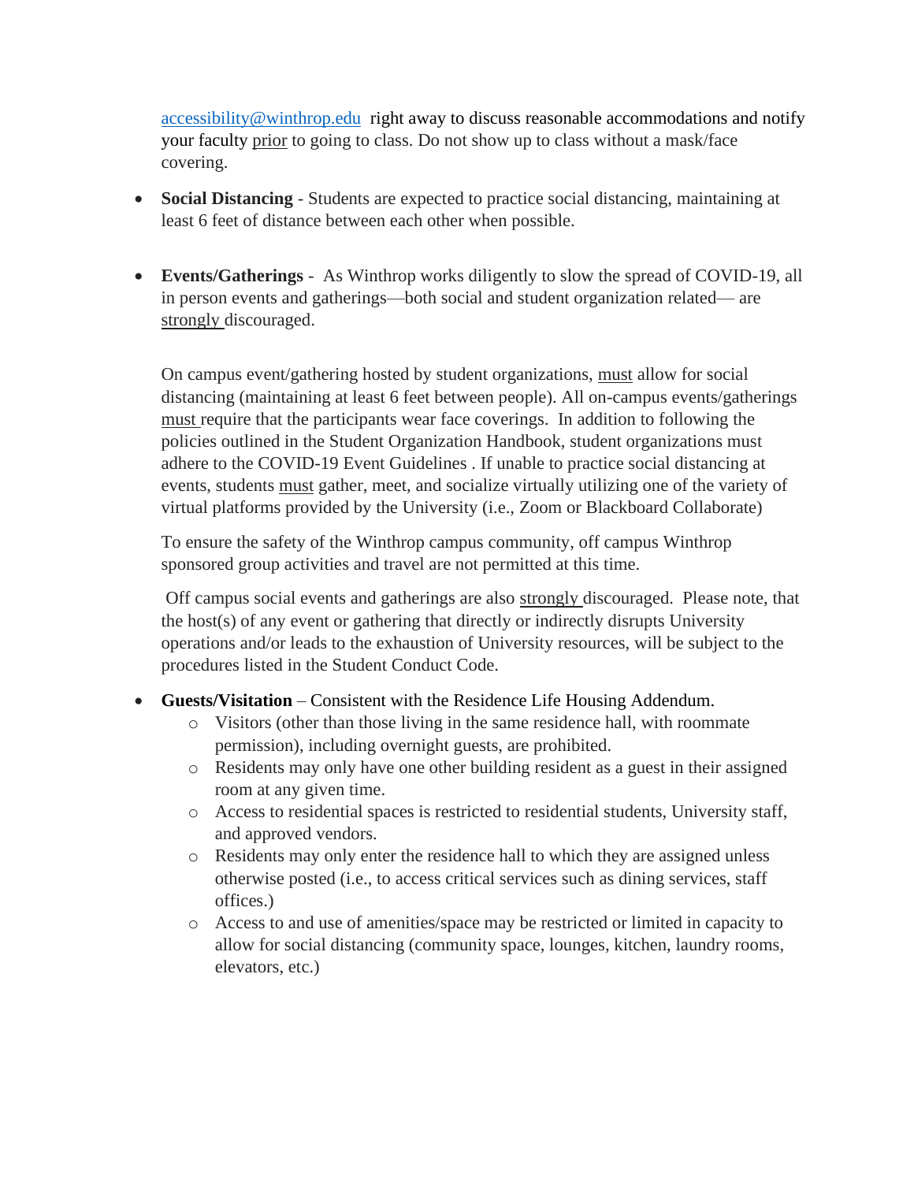accessibility@winthrop.edu right away to discuss reasonable accommodations and notify your faculty prior to going to class. Do not show up to class without a mask/face covering.

- **Social Distancing** - Students are expected to practice social distancing, maintaining at least 6 feet of distance between each other when possible.

- **Events/Gatherings** - As Winthrop works diligently to slow the spread of COVID-19, all in person events and gatherings—both social and student organization related— are strongly discouraged.

  On campus event/gathering hosted by student organizations, must allow for social distancing (maintaining at least 6 feet between people). All on-campus events/gatherings must require that the participants wear face coverings. In addition to following the policies outlined in the Student Organization Handbook, student organizations must adhere to the COVID-19 Event Guidelines . If unable to practice social distancing at events, students must gather, meet, and socialize virtually utilizing one of the variety of virtual platforms provided by the University (i.e., Zoom or Blackboard Collaborate)

  To ensure the safety of the Winthrop campus community, off campus Winthrop sponsored group activities and travel are not permitted at this time.

  Off campus social events and gatherings are also strongly discouraged. Please note, that the host(s) of any event or gathering that directly or indirectly disrupts University operations and/or leads to the exhaustion of University resources, will be subject to the procedures listed in the Student Conduct Code.

- **Guests/Visitation** – Consistent with the Residence Life Housing Addendum.
  - Visitors (other than those living in the same residence hall, with roommate permission), including overnight guests, are prohibited.
  - Residents may only have one other building resident as a guest in their assigned room at any given time.
  - Access to residential spaces is restricted to residential students, University staff, and approved vendors.
  - Residents may only enter the residence hall to which they are assigned unless otherwise posted (i.e., to access critical services such as dining services, staff offices.)
  - Access to and use of amenities/space may be restricted or limited in capacity to allow for social distancing (community space, lounges, kitchen, laundry rooms, elevators, etc.)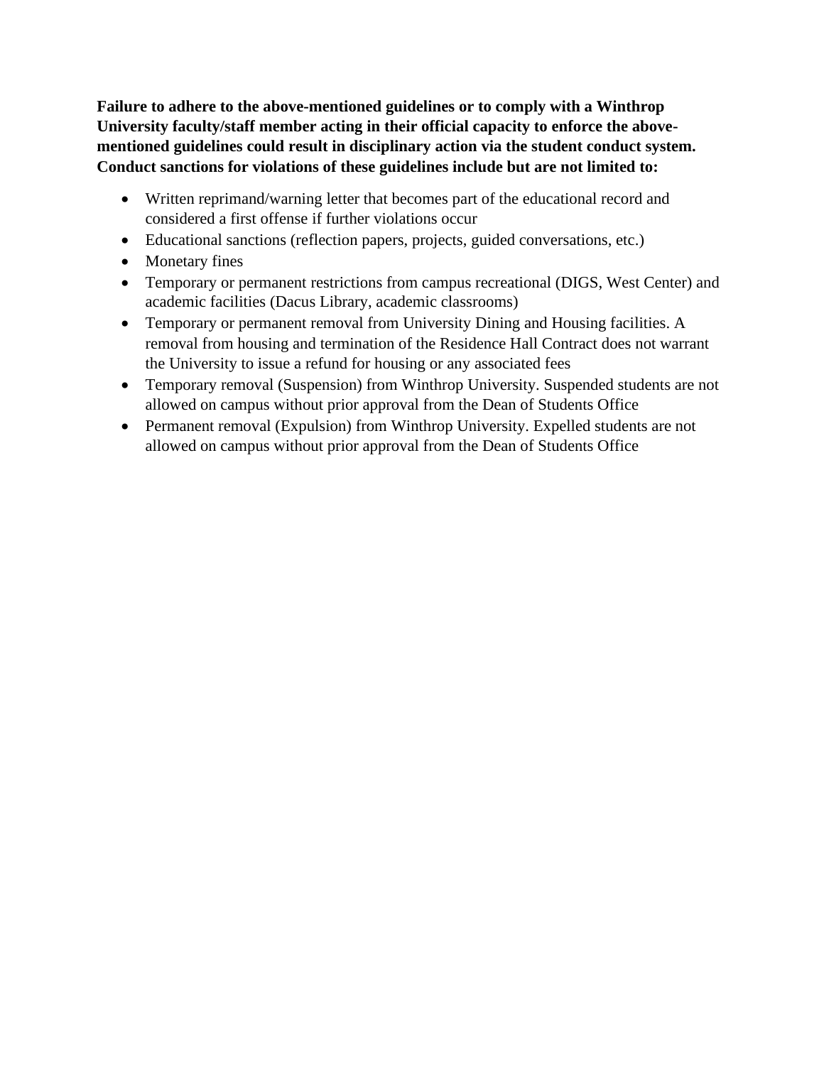**Failure to adhere to the above-mentioned guidelines or to comply with a Winthrop University faculty/staff member acting in their official capacity to enforce the above-mentioned guidelines could result in disciplinary action via the student conduct system. Conduct sanctions for violations of these guidelines include but are not limited to:**

- Written reprimand/warning letter that becomes part of the educational record and considered a first offense if further violations occur
- Educational sanctions (reflection papers, projects, guided conversations, etc.)
- Monetary fines
- Temporary or permanent restrictions from campus recreational (DIGS, West Center) and academic facilities (Dacus Library, academic classrooms)
- Temporary or permanent removal from University Dining and Housing facilities. A removal from housing and termination of the Residence Hall Contract does not warrant the University to issue a refund for housing or any associated fees
- Temporary removal (Suspension) from Winthrop University. Suspended students are not allowed on campus without prior approval from the Dean of Students Office
- Permanent removal (Expulsion) from Winthrop University. Expelled students are not allowed on campus without prior approval from the Dean of Students Office